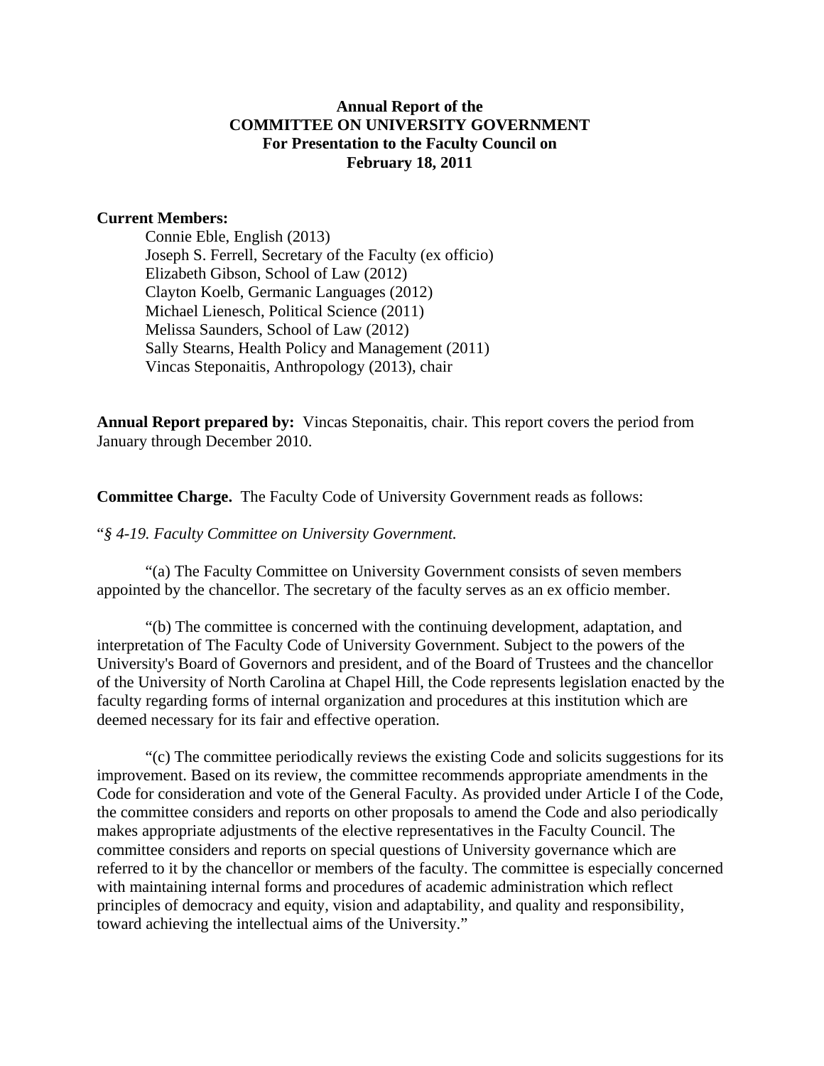# Annual Report of the COMMITTEE ON UNIVERSITY GOVERNMENT For Presentation to the Faculty Council on February 18, 2011

**Current Members:**

Connie Eble, English (2013)
Joseph S. Ferrell, Secretary of the Faculty (ex officio)
Elizabeth Gibson, School of Law (2012)
Clayton Koelb, Germanic Languages (2012)
Michael Lienesch, Political Science (2011)
Melissa Saunders, School of Law (2012)
Sally Stearns, Health Policy and Management (2011)
Vincas Steponaitis, Anthropology (2013), chair

**Annual Report prepared by:** Vincas Steponaitis, chair. This report covers the period from January through December 2010.

**Committee Charge.** The Faculty Code of University Government reads as follows:

"*§ 4-19. Faculty Committee on University Government.*

"(a) The Faculty Committee on University Government consists of seven members appointed by the chancellor. The secretary of the faculty serves as an ex officio member.

"(b) The committee is concerned with the continuing development, adaptation, and interpretation of The Faculty Code of University Government. Subject to the powers of the University's Board of Governors and president, and of the Board of Trustees and the chancellor of the University of North Carolina at Chapel Hill, the Code represents legislation enacted by the faculty regarding forms of internal organization and procedures at this institution which are deemed necessary for its fair and effective operation.

"(c) The committee periodically reviews the existing Code and solicits suggestions for its improvement. Based on its review, the committee recommends appropriate amendments in the Code for consideration and vote of the General Faculty. As provided under Article I of the Code, the committee considers and reports on other proposals to amend the Code and also periodically makes appropriate adjustments of the elective representatives in the Faculty Council. The committee considers and reports on special questions of University governance which are referred to it by the chancellor or members of the faculty. The committee is especially concerned with maintaining internal forms and procedures of academic administration which reflect principles of democracy and equity, vision and adaptability, and quality and responsibility, toward achieving the intellectual aims of the University."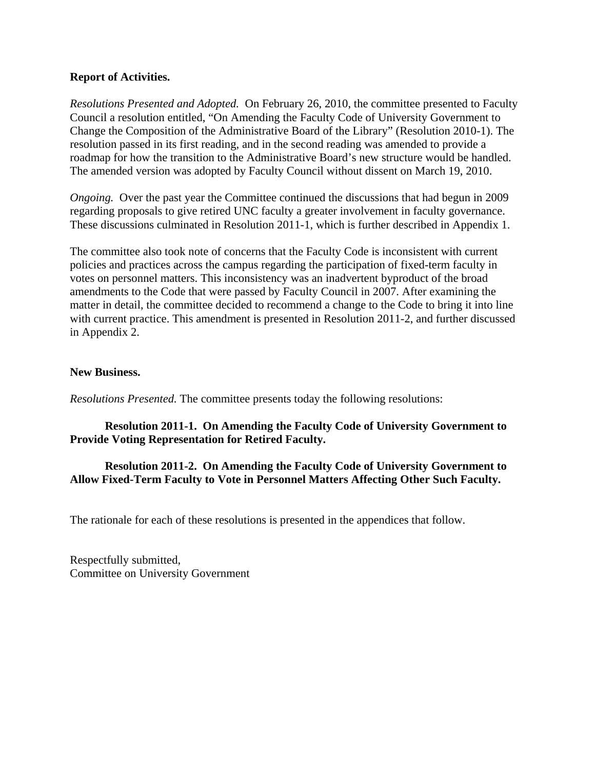**Report of Activities.**

*Resolutions Presented and Adopted.* On February 26, 2010, the committee presented to Faculty Council a resolution entitled, "On Amending the Faculty Code of University Government to Change the Composition of the Administrative Board of the Library" (Resolution 2010-1). The resolution passed in its first reading, and in the second reading was amended to provide a roadmap for how the transition to the Administrative Board's new structure would be handled. The amended version was adopted by Faculty Council without dissent on March 19, 2010.

*Ongoing.* Over the past year the Committee continued the discussions that had begun in 2009 regarding proposals to give retired UNC faculty a greater involvement in faculty governance. These discussions culminated in Resolution 2011-1, which is further described in Appendix 1.

The committee also took note of concerns that the Faculty Code is inconsistent with current policies and practices across the campus regarding the participation of fixed-term faculty in votes on personnel matters. This inconsistency was an inadvertent byproduct of the broad amendments to the Code that were passed by Faculty Council in 2007. After examining the matter in detail, the committee decided to recommend a change to the Code to bring it into line with current practice. This amendment is presented in Resolution 2011-2, and further discussed in Appendix 2.

**New Business.**

*Resolutions Presented.* The committee presents today the following resolutions:

**Resolution 2011-1. On Amending the Faculty Code of University Government to Provide Voting Representation for Retired Faculty.**

**Resolution 2011-2. On Amending the Faculty Code of University Government to Allow Fixed-Term Faculty to Vote in Personnel Matters Affecting Other Such Faculty.**

The rationale for each of these resolutions is presented in the appendices that follow.

Respectfully submitted,
Committee on University Government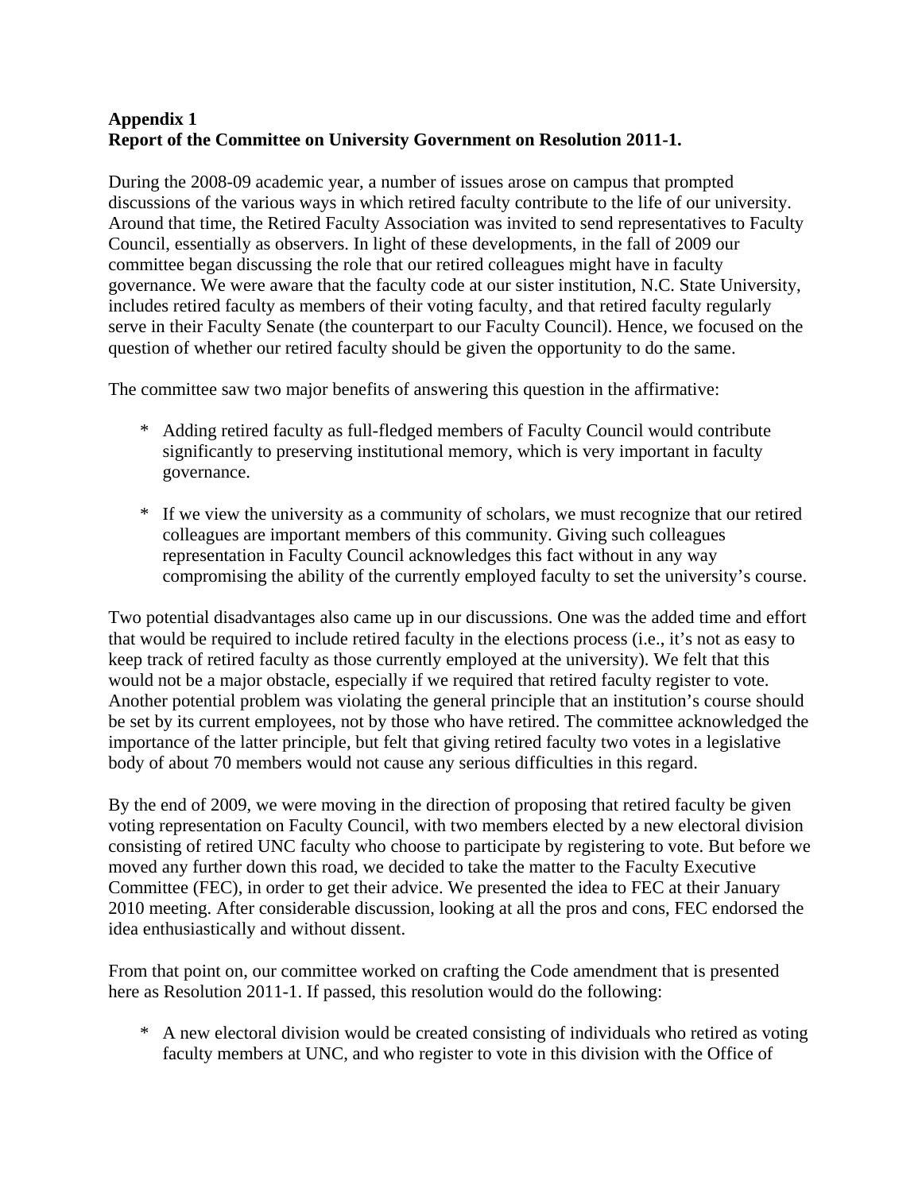**Appendix 1**
**Report of the Committee on University Government on Resolution 2011-1.**

During the 2008-09 academic year, a number of issues arose on campus that prompted discussions of the various ways in which retired faculty contribute to the life of our university. Around that time, the Retired Faculty Association was invited to send representatives to Faculty Council, essentially as observers. In light of these developments, in the fall of 2009 our committee began discussing the role that our retired colleagues might have in faculty governance. We were aware that the faculty code at our sister institution, N.C. State University, includes retired faculty as members of their voting faculty, and that retired faculty regularly serve in their Faculty Senate (the counterpart to our Faculty Council). Hence, we focused on the question of whether our retired faculty should be given the opportunity to do the same.

The committee saw two major benefits of answering this question in the affirmative:

* Adding retired faculty as full-fledged members of Faculty Council would contribute significantly to preserving institutional memory, which is very important in faculty governance.
* If we view the university as a community of scholars, we must recognize that our retired colleagues are important members of this community. Giving such colleagues representation in Faculty Council acknowledges this fact without in any way compromising the ability of the currently employed faculty to set the university's course.

Two potential disadvantages also came up in our discussions. One was the added time and effort that would be required to include retired faculty in the elections process (i.e., it's not as easy to keep track of retired faculty as those currently employed at the university). We felt that this would not be a major obstacle, especially if we required that retired faculty register to vote. Another potential problem was violating the general principle that an institution's course should be set by its current employees, not by those who have retired. The committee acknowledged the importance of the latter principle, but felt that giving retired faculty two votes in a legislative body of about 70 members would not cause any serious difficulties in this regard.

By the end of 2009, we were moving in the direction of proposing that retired faculty be given voting representation on Faculty Council, with two members elected by a new electoral division consisting of retired UNC faculty who choose to participate by registering to vote. But before we moved any further down this road, we decided to take the matter to the Faculty Executive Committee (FEC), in order to get their advice. We presented the idea to FEC at their January 2010 meeting. After considerable discussion, looking at all the pros and cons, FEC endorsed the idea enthusiastically and without dissent.

From that point on, our committee worked on crafting the Code amendment that is presented here as Resolution 2011-1. If passed, this resolution would do the following:

* A new electoral division would be created consisting of individuals who retired as voting faculty members at UNC, and who register to vote in this division with the Office of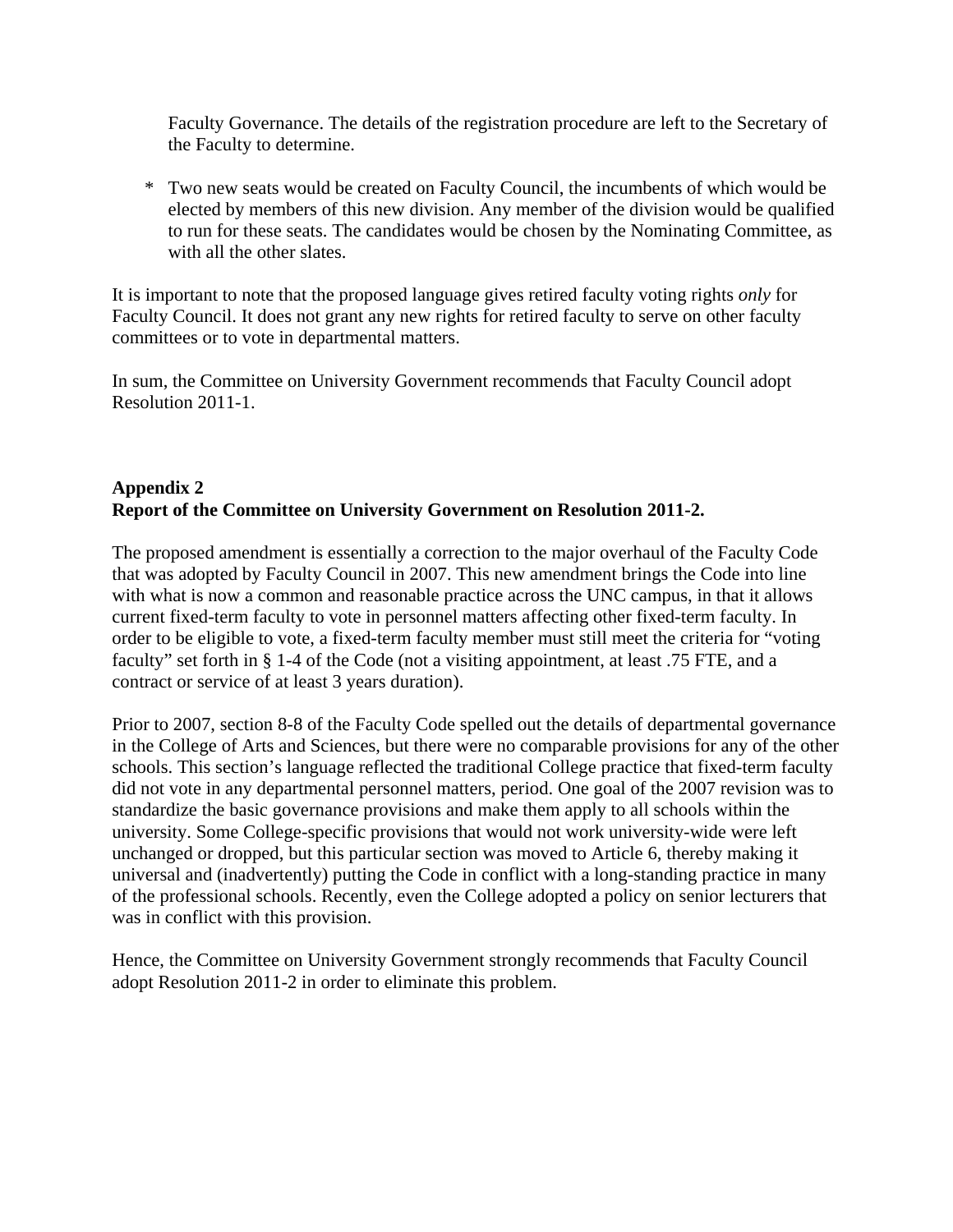Faculty Governance. The details of the registration procedure are left to the Secretary of the Faculty to determine.

* Two new seats would be created on Faculty Council, the incumbents of which would be elected by members of this new division. Any member of the division would be qualified to run for these seats. The candidates would be chosen by the Nominating Committee, as with all the other slates.

It is important to note that the proposed language gives retired faculty voting rights *only* for Faculty Council. It does not grant any new rights for retired faculty to serve on other faculty committees or to vote in departmental matters.

In sum, the Committee on University Government recommends that Faculty Council adopt Resolution 2011-1.

**Appendix 2**
**Report of the Committee on University Government on Resolution 2011-2.**

The proposed amendment is essentially a correction to the major overhaul of the Faculty Code that was adopted by Faculty Council in 2007. This new amendment brings the Code into line with what is now a common and reasonable practice across the UNC campus, in that it allows current fixed-term faculty to vote in personnel matters affecting other fixed-term faculty. In order to be eligible to vote, a fixed-term faculty member must still meet the criteria for "voting faculty" set forth in § 1-4 of the Code (not a visiting appointment, at least .75 FTE, and a contract or service of at least 3 years duration).

Prior to 2007, section 8-8 of the Faculty Code spelled out the details of departmental governance in the College of Arts and Sciences, but there were no comparable provisions for any of the other schools. This section's language reflected the traditional College practice that fixed-term faculty did not vote in any departmental personnel matters, period. One goal of the 2007 revision was to standardize the basic governance provisions and make them apply to all schools within the university. Some College-specific provisions that would not work university-wide were left unchanged or dropped, but this particular section was moved to Article 6, thereby making it universal and (inadvertently) putting the Code in conflict with a long-standing practice in many of the professional schools. Recently, even the College adopted a policy on senior lecturers that was in conflict with this provision.

Hence, the Committee on University Government strongly recommends that Faculty Council adopt Resolution 2011-2 in order to eliminate this problem.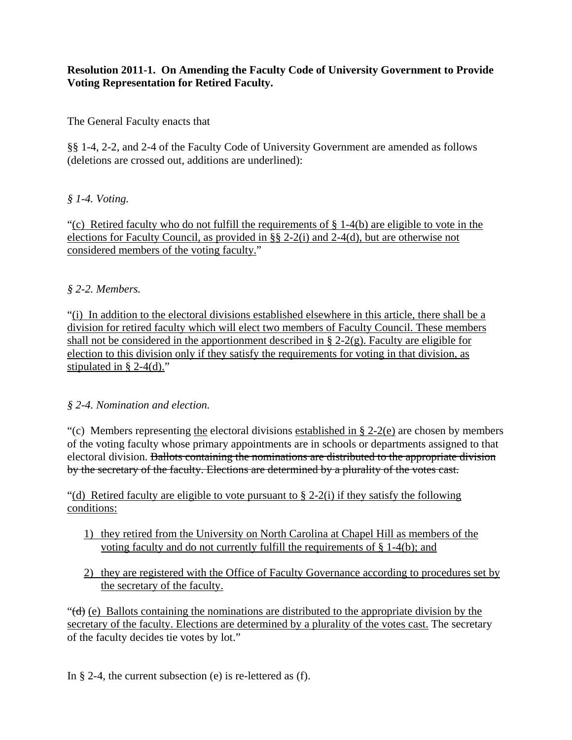**Resolution 2011-1. On Amending the Faculty Code of University Government to Provide Voting Representation for Retired Faculty.**

The General Faculty enacts that

§§ 1-4, 2-2, and 2-4 of the Faculty Code of University Government are amended as follows (deletions are crossed out, additions are underlined):

*§ 1-4. Voting.*

"<u>(c) Retired faculty who do not fulfill the requirements of § 1-4(b) are eligible to vote in the elections for Faculty Council, as provided in §§ 2-2(i) and 2-4(d), but are otherwise not considered members of the voting faculty.</u>"

*§ 2-2. Members.*

"<u>(i) In addition to the electoral divisions established elsewhere in this article, there shall be a division for retired faculty which will elect two members of Faculty Council. These members shall not be considered in the apportionment described in § 2-2(g). Faculty are eligible for election to this division only if they satisfy the requirements for voting in that division, as stipulated in § 2-4(d).</u>"

*§ 2-4. Nomination and election.*

"(c) Members representing <u>the</u> electoral divisions <u>established in § 2-2(e)</u> are chosen by members of the voting faculty whose primary appointments are in schools or departments assigned to that electoral division. ~~Ballots containing the nominations are distributed to the appropriate division by the secretary of the faculty. Elections are determined by a plurality of the votes cast.~~

"<u>(d) Retired faculty are eligible to vote pursuant to § 2-2(i) if they satisfy the following conditions:</u>

1) <u>they retired from the University on North Carolina at Chapel Hill as members of the voting faculty and do not currently fulfill the requirements of § 1-4(b); and</u>

2) <u>they are registered with the Office of Faculty Governance according to procedures set by the secretary of the faculty.</u>

"~~(d)~~ <u>(e) Ballots containing the nominations are distributed to the appropriate division by the secretary of the faculty. Elections are determined by a plurality of the votes cast.</u> The secretary of the faculty decides tie votes by lot."

In § 2-4, the current subsection (e) is re-lettered as (f).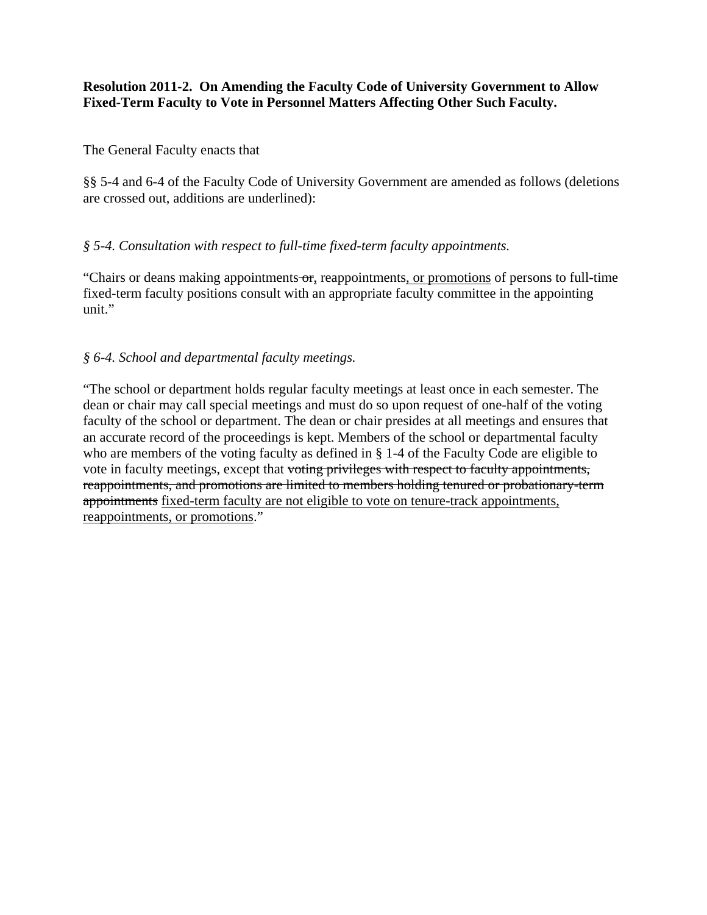**Resolution 2011-2. On Amending the Faculty Code of University Government to Allow Fixed-Term Faculty to Vote in Personnel Matters Affecting Other Such Faculty.**

The General Faculty enacts that

§§ 5-4 and 6-4 of the Faculty Code of University Government are amended as follows (deletions are crossed out, additions are underlined):

*§ 5-4. Consultation with respect to full-time fixed-term faculty appointments.*

"Chairs or deans making appointments ~~or~~<u>,</u> reappointments<u>, or promotions</u> of persons to full-time fixed-term faculty positions consult with an appropriate faculty committee in the appointing unit."

*§ 6-4. School and departmental faculty meetings.*

"The school or department holds regular faculty meetings at least once in each semester. The dean or chair may call special meetings and must do so upon request of one-half of the voting faculty of the school or department. The dean or chair presides at all meetings and ensures that an accurate record of the proceedings is kept. Members of the school or departmental faculty who are members of the voting faculty as defined in § 1-4 of the Faculty Code are eligible to vote in faculty meetings, except that ~~voting privileges with respect to faculty appointments, reappointments, and promotions are limited to members holding tenured or probationary-term appointments~~ <u>fixed-term faculty are not eligible to vote on tenure-track appointments, reappointments, or promotions</u>."